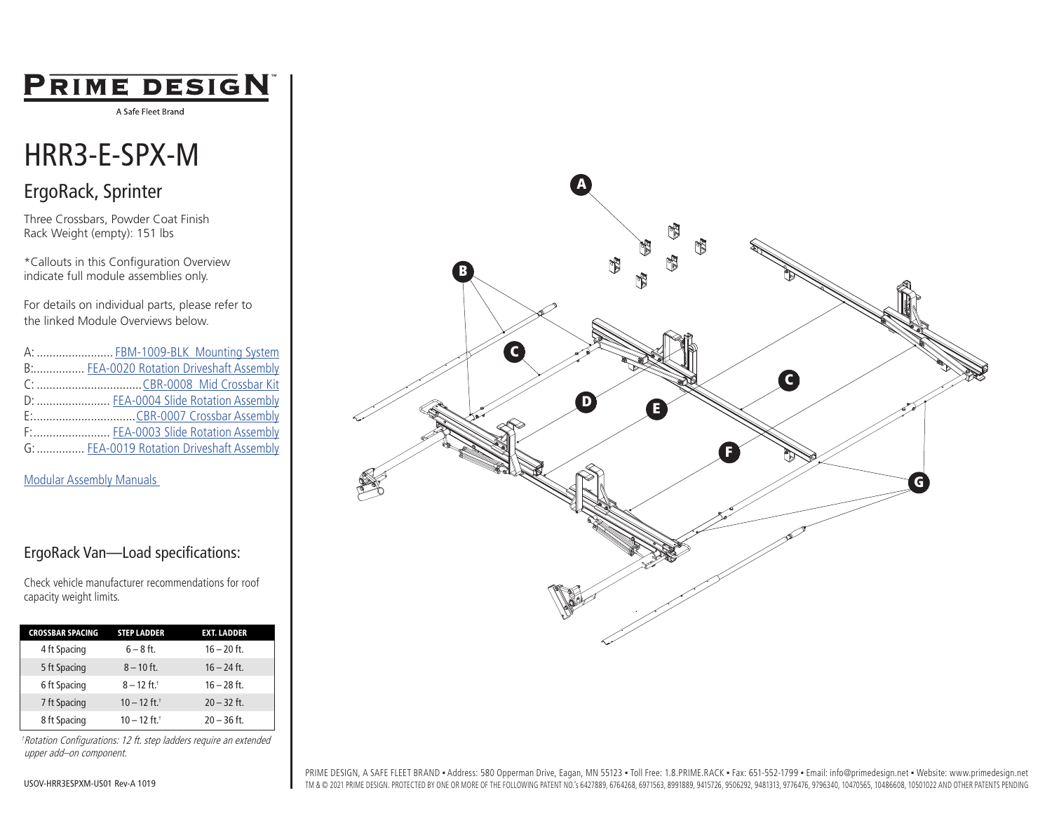# PRIME DESIGN

A Safe Fleet Brand

# HRR3-E-SPX-M

## ErgoRack, Sprinter

Three Crossbars, Powder Coat Finish
Rack Weight (empty): 151 lbs

*Callouts in this Configuration Overview indicate full module assemblies only.

For details on individual parts, please refer to the linked Module Overviews below.

A: ........................ FBM-1009-BLK Mounting System
B:................ FEA-0020 Rotation Driveshaft Assembly
C: ................................CBR-0008 Mid Crossbar Kit
D: ....................... FEA-0004 Slide Rotation Assembly
E:................................CBR-0007 Crossbar Assembly
F:........................ FEA-0003 Slide Rotation Assembly
G: ............... FEA-0019 Rotation Driveshaft Assembly

Modular Assembly Manuals

## ErgoRack Van—Load specifications:

Check vehicle manufacturer recommendations for roof capacity weight limits.

| CROSSBAR SPACING | STEP LADDER | EXT. LADDER |
|---|---|---|
| 4 ft Spacing | 6 – 8 ft. | 16 – 20 ft. |
| 5 ft Spacing | 8 – 10 ft. | 16 – 24 ft. |
| 6 ft Spacing | 8 – 12 ft.† | 16 – 28 ft. |
| 7 ft Spacing | 10 – 12 ft.† | 20 – 32 ft. |
| 8 ft Spacing | 10 – 12 ft.† | 20 – 36 ft. |

*†Rotation Configurations: 12 ft. step ladders require an extended upper add–on component.*

USOV-HRR3ESPXM-US01 Rev-A 1019

A B C D E F G

PRIME DESIGN, A SAFE FLEET BRAND • Address: 580 Opperman Drive, Eagan, MN 55123 • Toll Free: 1.8.PRIME.RACK • Fax: 651-552-1799 • Email: info@primedesign.net • Website: www.primedesign.net
TM & © 2021 PRIME DESIGN. PROTECTED BY ONE OR MORE OF THE FOLLOWING PATENT NO.'s 6427889, 6764268, 6971563, 8991889, 9415726, 9506292, 9481313, 9776476, 9796340, 10470565, 10486608, 10501022 AND OTHER PATENTS PENDING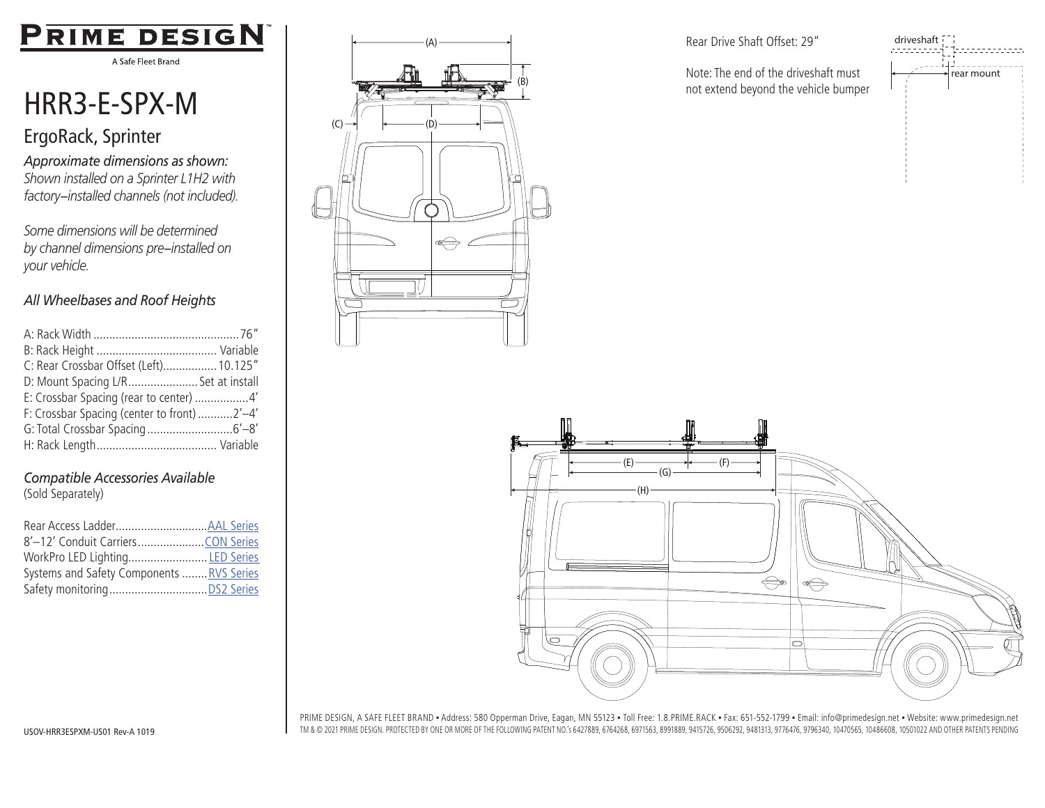# PRIME DESIGN™

A Safe Fleet Brand

# HRR3-E-SPX-M

## ErgoRack, Sprinter

*Approximate dimensions as shown:*
*Shown installed on a Sprinter L1H2 with factory–installed channels (not included).*

*Some dimensions will be determined by channel dimensions pre–installed on your vehicle.*

### *All Wheelbases and Roof Heights*

| | |
|---|---|
| A: Rack Width | 76″ |
| B: Rack Height | Variable |
| C: Rear Crossbar Offset (Left) | 10.125″ |
| D: Mount Spacing L/R | Set at install |
| E: Crossbar Spacing (rear to center) | 4′ |
| F: Crossbar Spacing (center to front) | 2′–4′ |
| G: Total Crossbar Spacing | 6′–8′ |
| H: Rack Length | Variable |

### *Compatible Accessories Available*

(Sold Separately)

| | |
|---|---|
| Rear Access Ladder | AAL Series |
| 8′–12′ Conduit Carriers | CON Series |
| WorkPro LED Lighting | LED Series |
| Systems and Safety Components | RVS Series |
| Safety monitoring | DS2 Series |

(A)
(B)
(C)
(D)

Rear Drive Shaft Offset: 29″

Note: The end of the driveshaft must not extend beyond the vehicle bumper

driveshaft
rear mount

(E)
(F)
(G)
(H)

USOV-HRR3ESPXM-US01 Rev-A 1019

PRIME DESIGN, A SAFE FLEET BRAND ▪ Address: 580 Opperman Drive, Eagan, MN 55123 ▪ Toll Free: 1.8.PRIME.RACK ▪ Fax: 651-552-1799 ▪ Email: info@primedesign.net ▪ Website: www.primedesign.net

TM & © 2021 PRIME DESIGN. PROTECTED BY ONE OR MORE OF THE FOLLOWING PATENT NO.'s 6427889, 6764268, 6971563, 8991889, 9415726, 9506292, 9481313, 9776476, 9796340, 10470565, 10486608, 10501022 AND OTHER PATENTS PENDING